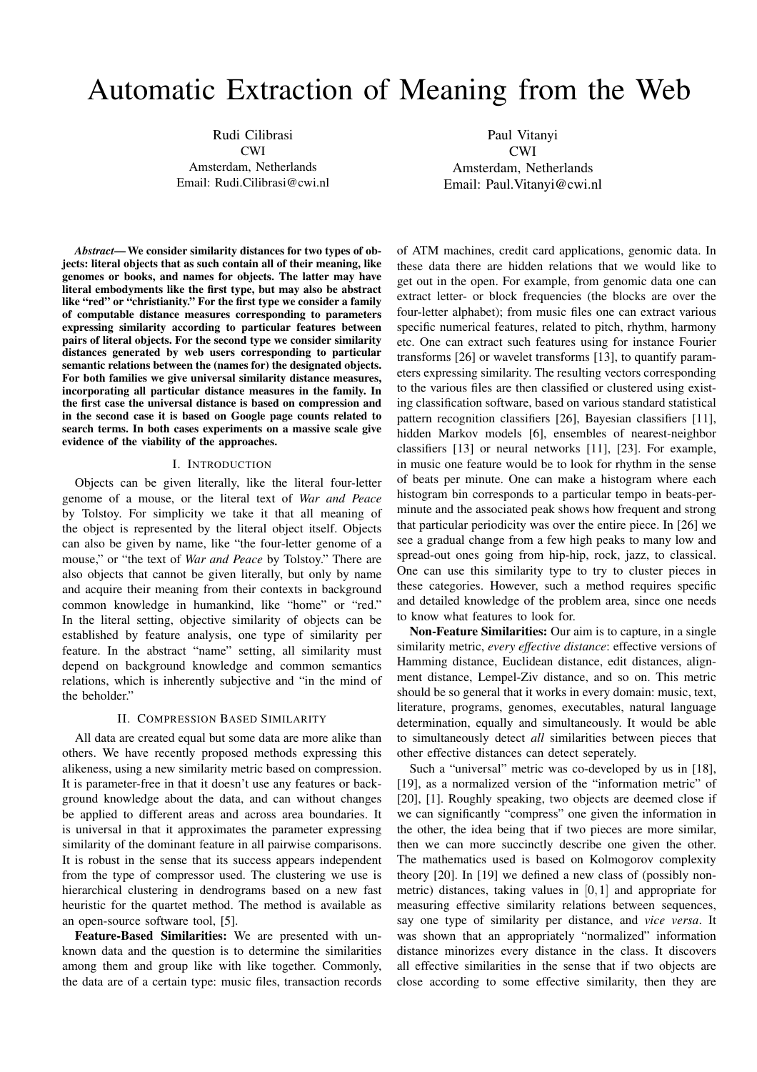# Automatic Extraction of Meaning from the Web

Rudi Cilibrasi
CWI
Amsterdam, Netherlands
Email: Rudi.Cilibrasi@cwi.nl

Paul Vitanyi
CWI
Amsterdam, Netherlands
Email: Paul.Vitanyi@cwi.nl

***Abstract*— We consider similarity distances for two types of objects: literal objects that as such contain all of their meaning, like genomes or books, and names for objects. The latter may have literal embodyments like the first type, but may also be abstract like "red" or "christianity." For the first type we consider a family of computable distance measures corresponding to parameters expressing similarity according to particular features between pairs of literal objects. For the second type we consider similarity distances generated by web users corresponding to particular semantic relations between the (names for) the designated objects. For both families we give universal similarity distance measures, incorporating all particular distance measures in the family. In the first case the universal distance is based on compression and in the second case it is based on Google page counts related to search terms. In both cases experiments on a massive scale give evidence of the viability of the approaches.**

## I. Introduction

Objects can be given literally, like the literal four-letter genome of a mouse, or the literal text of *War and Peace* by Tolstoy. For simplicity we take it that all meaning of the object is represented by the literal object itself. Objects can also be given by name, like "the four-letter genome of a mouse," or "the text of *War and Peace* by Tolstoy." There are also objects that cannot be given literally, but only by name and acquire their meaning from their contexts in background common knowledge in humankind, like "home" or "red." In the literal setting, objective similarity of objects can be established by feature analysis, one type of similarity per feature. In the abstract "name" setting, all similarity must depend on background knowledge and common semantics relations, which is inherently subjective and "in the mind of the beholder."

## II. Compression Based Similarity

All data are created equal but some data are more alike than others. We have recently proposed methods expressing this alikeness, using a new similarity metric based on compression. It is parameter-free in that it doesn't use any features or background knowledge about the data, and can without changes be applied to different areas and across area boundaries. It is universal in that it approximates the parameter expressing similarity of the dominant feature in all pairwise comparisons. It is robust in the sense that its success appears independent from the type of compressor used. The clustering we use is hierarchical clustering in dendrograms based on a new fast heuristic for the quartet method. The method is available as an open-source software tool, [5].

**Feature-Based Similarities:** We are presented with unknown data and the question is to determine the similarities among them and group like with like together. Commonly, the data are of a certain type: music files, transaction records of ATM machines, credit card applications, genomic data. In these data there are hidden relations that we would like to get out in the open. For example, from genomic data one can extract letter- or block frequencies (the blocks are over the four-letter alphabet); from music files one can extract various specific numerical features, related to pitch, rhythm, harmony etc. One can extract such features using for instance Fourier transforms [26] or wavelet transforms [13], to quantify parameters expressing similarity. The resulting vectors corresponding to the various files are then classified or clustered using existing classification software, based on various standard statistical pattern recognition classifiers [26], Bayesian classifiers [11], hidden Markov models [6], ensembles of nearest-neighbor classifiers [13] or neural networks [11], [23]. For example, in music one feature would be to look for rhythm in the sense of beats per minute. One can make a histogram where each histogram bin corresponds to a particular tempo in beats-per-minute and the associated peak shows how frequent and strong that particular periodicity was over the entire piece. In [26] we see a gradual change from a few high peaks to many low and spread-out ones going from hip-hip, rock, jazz, to classical. One can use this similarity type to try to cluster pieces in these categories. However, such a method requires specific and detailed knowledge of the problem area, since one needs to know what features to look for.

**Non-Feature Similarities:** Our aim is to capture, in a single similarity metric, *every effective distance*: effective versions of Hamming distance, Euclidean distance, edit distances, alignment distance, Lempel-Ziv distance, and so on. This metric should be so general that it works in every domain: music, text, literature, programs, genomes, executables, natural language determination, equally and simultaneously. It would be able to simultaneously detect *all* similarities between pieces that other effective distances can detect seperately.

Such a "universal" metric was co-developed by us in [18], [19], as a normalized version of the "information metric" of [20], [1]. Roughly speaking, two objects are deemed close if we can significantly "compress" one given the information in the other, the idea being that if two pieces are more similar, then we can more succinctly describe one given the other. The mathematics used is based on Kolmogorov complexity theory [20]. In [19] we defined a new class of (possibly non-metric) distances, taking values in $[0, 1]$ and appropriate for measuring effective similarity relations between sequences, say one type of similarity per distance, and *vice versa*. It was shown that an appropriately "normalized" information distance minorizes every distance in the class. It discovers all effective similarities in the sense that if two objects are close according to some effective similarity, then they are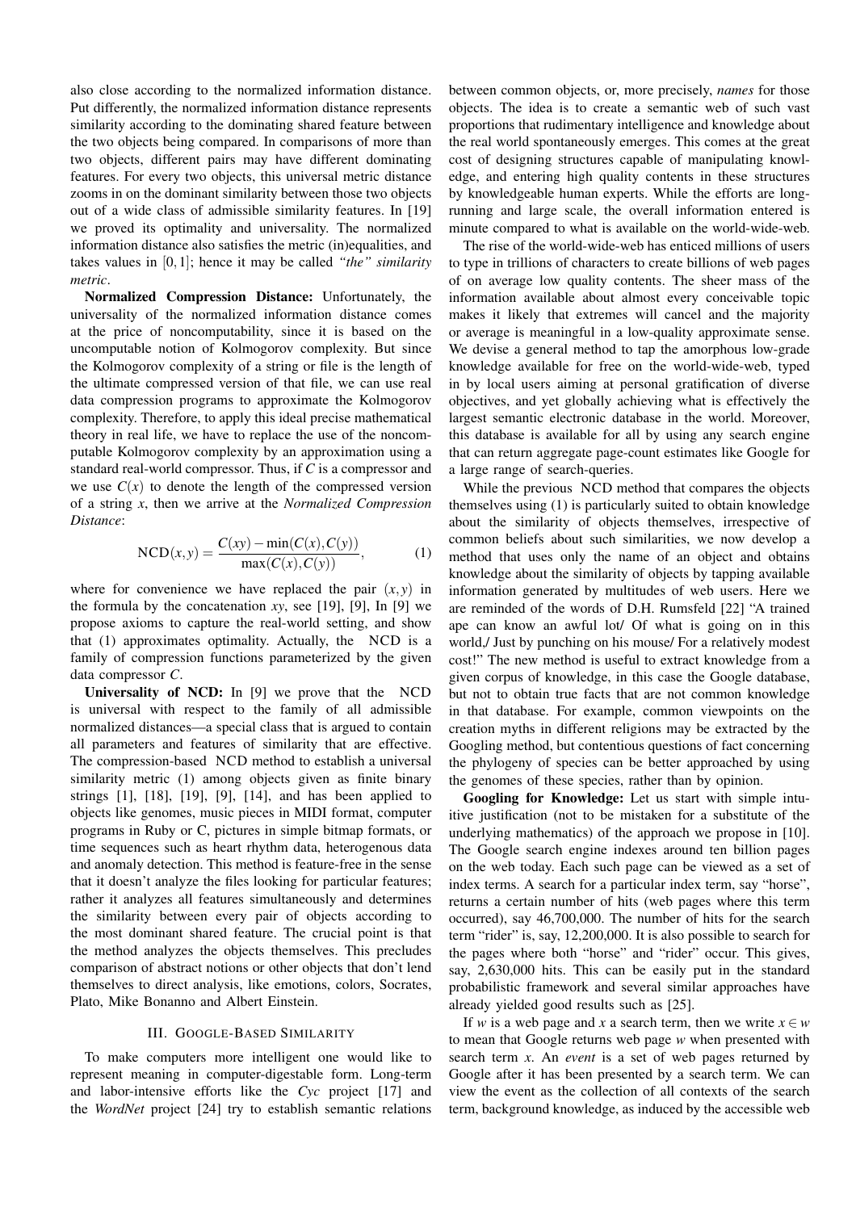also close according to the normalized information distance. Put differently, the normalized information distance represents similarity according to the dominating shared feature between the two objects being compared. In comparisons of more than two objects, different pairs may have different dominating features. For every two objects, this universal metric distance zooms in on the dominant similarity between those two objects out of a wide class of admissible similarity features. In [19] we proved its optimality and universality. The normalized information distance also satisfies the metric (in)equalities, and takes values in $[0,1]$; hence it may be called *"the" similarity metric*.

**Normalized Compression Distance:** Unfortunately, the universality of the normalized information distance comes at the price of noncomputability, since it is based on the uncomputable notion of Kolmogorov complexity. But since the Kolmogorov complexity of a string or file is the length of the ultimate compressed version of that file, we can use real data compression programs to approximate the Kolmogorov complexity. Therefore, to apply this ideal precise mathematical theory in real life, we have to replace the use of the noncomputable Kolmogorov complexity by an approximation using a standard real-world compressor. Thus, if $C$ is a compressor and we use $C(x)$ to denote the length of the compressed version of a string $x$, then we arrive at the *Normalized Compression Distance*:

$$\text{NCD}(x,y) = \frac{C(xy) - \min(C(x),C(y))}{\max(C(x),C(y))}, \qquad (1)$$

where for convenience we have replaced the pair $(x,y)$ in the formula by the concatenation $xy$, see [19], [9], In [9] we propose axioms to capture the real-world setting, and show that (1) approximates optimality. Actually, the NCD is a family of compression functions parameterized by the given data compressor $C$.

**Universality of NCD:** In [9] we prove that the NCD is universal with respect to the family of all admissible normalized distances—a special class that is argued to contain all parameters and features of similarity that are effective. The compression-based NCD method to establish a universal similarity metric (1) among objects given as finite binary strings [1], [18], [19], [9], [14], and has been applied to objects like genomes, music pieces in MIDI format, computer programs in Ruby or C, pictures in simple bitmap formats, or time sequences such as heart rhythm data, heterogenous data and anomaly detection. This method is feature-free in the sense that it doesn't analyze the files looking for particular features; rather it analyzes all features simultaneously and determines the similarity between every pair of objects according to the most dominant shared feature. The crucial point is that the method analyzes the objects themselves. This precludes comparison of abstract notions or other objects that don't lend themselves to direct analysis, like emotions, colors, Socrates, Plato, Mike Bonanno and Albert Einstein.

## III. Google-Based Similarity

To make computers more intelligent one would like to represent meaning in computer-digestable form. Long-term and labor-intensive efforts like the *Cyc* project [17] and the *WordNet* project [24] try to establish semantic relations between common objects, or, more precisely, *names* for those objects. The idea is to create a semantic web of such vast proportions that rudimentary intelligence and knowledge about the real world spontaneously emerges. This comes at the great cost of designing structures capable of manipulating knowledge, and entering high quality contents in these structures by knowledgeable human experts. While the efforts are long-running and large scale, the overall information entered is minute compared to what is available on the world-wide-web.

The rise of the world-wide-web has enticed millions of users to type in trillions of characters to create billions of web pages of on average low quality contents. The sheer mass of the information available about almost every conceivable topic makes it likely that extremes will cancel and the majority or average is meaningful in a low-quality approximate sense. We devise a general method to tap the amorphous low-grade knowledge available for free on the world-wide-web, typed in by local users aiming at personal gratification of diverse objectives, and yet globally achieving what is effectively the largest semantic electronic database in the world. Moreover, this database is available for all by using any search engine that can return aggregate page-count estimates like Google for a large range of search-queries.

While the previous NCD method that compares the objects themselves using (1) is particularly suited to obtain knowledge about the similarity of objects themselves, irrespective of common beliefs about such similarities, we now develop a method that uses only the name of an object and obtains knowledge about the similarity of objects by tapping available information generated by multitudes of web users. Here we are reminded of the words of D.H. Rumsfeld [22] "A trained ape can know an awful lot/ Of what is going on in this world,/ Just by punching on his mouse/ For a relatively modest cost!" The new method is useful to extract knowledge from a given corpus of knowledge, in this case the Google database, but not to obtain true facts that are not common knowledge in that database. For example, common viewpoints on the creation myths in different religions may be extracted by the Googling method, but contentious questions of fact concerning the phylogeny of species can be better approached by using the genomes of these species, rather than by opinion.

**Googling for Knowledge:** Let us start with simple intuitive justification (not to be mistaken for a substitute of the underlying mathematics) of the approach we propose in [10]. The Google search engine indexes around ten billion pages on the web today. Each such page can be viewed as a set of index terms. A search for a particular index term, say "horse", returns a certain number of hits (web pages where this term occurred), say 46,700,000. The number of hits for the search term "rider" is, say, 12,200,000. It is also possible to search for the pages where both "horse" and "rider" occur. This gives, say, 2,630,000 hits. This can be easily put in the standard probabilistic framework and several similar approaches have already yielded good results such as [25].

If $w$ is a web page and $x$ a search term, then we write $x \in w$ to mean that Google returns web page $w$ when presented with search term $x$. An *event* is a set of web pages returned by Google after it has been presented by a search term. We can view the event as the collection of all contexts of the search term, background knowledge, as induced by the accessible web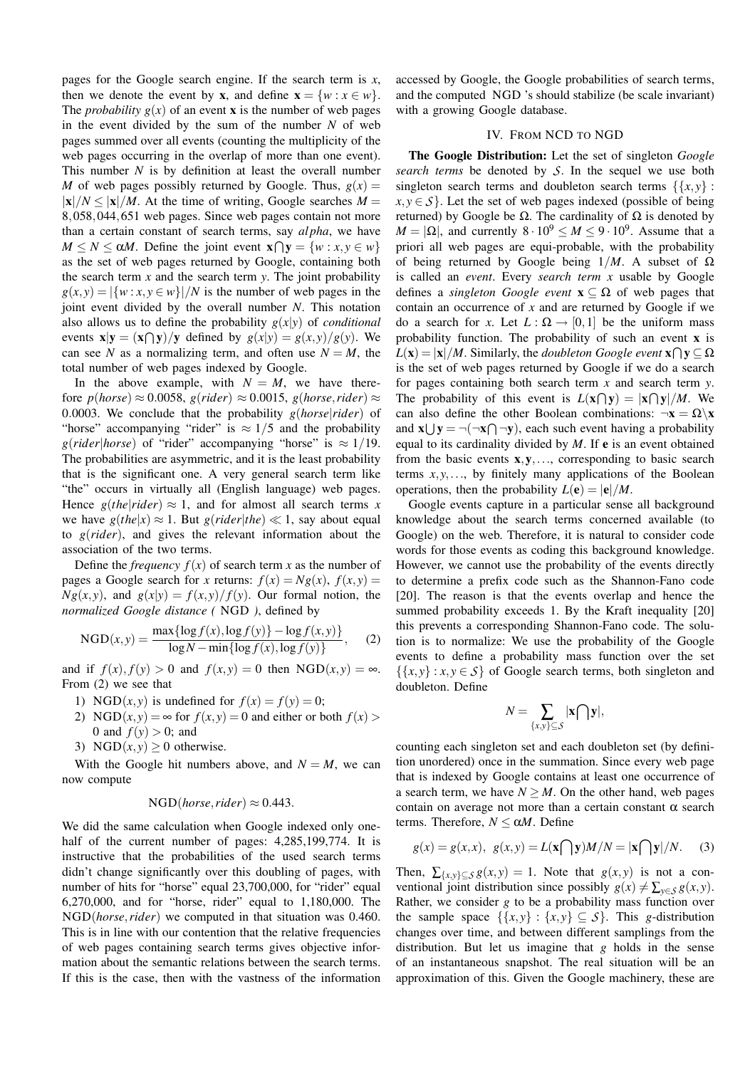pages for the Google search engine. If the search term is $x$, then we denote the event by $\mathbf{x}$, and define $\mathbf{x} = \{w : x \in w\}$. The *probability* $g(x)$ of an event $\mathbf{x}$ is the number of web pages in the event divided by the sum of the number $N$ of web pages summed over all events (counting the multiplicity of the web pages occurring in the overlap of more than one event). This number $N$ is by definition at least the overall number $M$ of web pages possibly returned by Google. Thus, $g(x) = |\mathbf{x}|/N \leq |\mathbf{x}|/M$. At the time of writing, Google searches $M = 8,058,044,651$ web pages. Since web pages contain not more than a certain constant of search terms, say $alpha$, we have $M \leq N \leq \alpha M$. Define the joint event $\mathbf{x} \bigcap \mathbf{y} = \{w : x, y \in w\}$ as the set of web pages returned by Google, containing both the search term $x$ and the search term $y$. The joint probability $g(x,y) = |\{w : x, y \in w\}|/N$ is the number of web pages in the joint event divided by the overall number $N$. This notation also allows us to define the probability $g(x|y)$ of *conditional* events $\mathbf{x}|\mathbf{y} = (\mathbf{x} \bigcap \mathbf{y})/\mathbf{y}$ defined by $g(x|y) = g(x,y)/g(y)$. We can see $N$ as a normalizing term, and often use $N = M$, the total number of web pages indexed by Google.

In the above example, with $N = M$, we have therefore $p(horse) \approx 0.0058$, $g(rider) \approx 0.0015$, $g(horse, rider) \approx 0.0003$. We conclude that the probability $g(horse|rider)$ of "horse" accompanying "rider" is $\approx 1/5$ and the probability $g(rider|horse)$ of "rider" accompanying "horse" is $\approx 1/19$. The probabilities are asymmetric, and it is the least probability that is the significant one. A very general search term like "the" occurs in virtually all (English language) web pages. Hence $g(the|rider) \approx 1$, and for almost all search terms $x$ we have $g(the|x) \approx 1$. But $g(rider|the) \ll 1$, say about equal to $g(rider)$, and gives the relevant information about the association of the two terms.

Define the *frequency* $f(x)$ of search term $x$ as the number of pages a Google search for $x$ returns: $f(x) = Ng(x)$, $f(x,y) = Ng(x,y)$, and $g(x|y) = f(x,y)/f(y)$. Our formal notion, the *normalized Google distance (* NGD *)*, defined by

$$\mathrm{NGD}(x,y) = \frac{\max\{\log f(x), \log f(y)\} - \log f(x,y)}{\log N - \min\{\log f(x), \log f(y)\}}, \quad (2)$$

and if $f(x), f(y) > 0$ and $f(x,y) = 0$ then $\mathrm{NGD}(x,y) = \infty$. From (2) we see that

1) $\mathrm{NGD}(x,y)$ is undefined for $f(x) = f(y) = 0$;
2) $\mathrm{NGD}(x,y) = \infty$ for $f(x,y) = 0$ and either or both $f(x) > 0$ and $f(y) > 0$; and
3) $\mathrm{NGD}(x,y) \geq 0$ otherwise.

With the Google hit numbers above, and $N = M$, we can now compute

$$\mathrm{NGD}(horse, rider) \approx 0.443.$$

We did the same calculation when Google indexed only one-half of the current number of pages: 4,285,199,774. It is instructive that the probabilities of the used search terms didn't change significantly over this doubling of pages, with number of hits for "horse" equal 23,700,000, for "rider" equal 6,270,000, and for "horse, rider" equal to 1,180,000. The $\mathrm{NGD}(horse, rider)$ we computed in that situation was 0.460. This is in line with our contention that the relative frequencies of web pages containing search terms gives objective information about the semantic relations between the search terms. If this is the case, then with the vastness of the information accessed by Google, the Google probabilities of search terms, and the computed NGD 's should stabilize (be scale invariant) with a growing Google database.

## IV. From NCD to NGD

**The Google Distribution:** Let the set of singleton *Google search terms* be denoted by $\mathcal{S}$. In the sequel we use both singleton search terms and doubleton search terms $\{\{x,y\} : x, y \in \mathcal{S}\}$. Let the set of web pages indexed (possible of being returned) by Google be $\Omega$. The cardinality of $\Omega$ is denoted by $M = |\Omega|$, and currently $8 \cdot 10^9 \leq M \leq 9 \cdot 10^9$. Assume that a priori all web pages are equi-probable, with the probability of being returned by Google being $1/M$. A subset of $\Omega$ is called an *event*. Every *search term* $x$ usable by Google defines a *singleton Google event* $\mathbf{x} \subseteq \Omega$ of web pages that contain an occurrence of $x$ and are returned by Google if we do a search for $x$. Let $L : \Omega \rightarrow [0,1]$ be the uniform mass probability function. The probability of such an event $\mathbf{x}$ is $L(\mathbf{x}) = |\mathbf{x}|/M$. Similarly, the *doubleton Google event* $\mathbf{x} \bigcap \mathbf{y} \subseteq \Omega$ is the set of web pages returned by Google if we do a search for pages containing both search term $x$ and search term $y$. The probability of this event is $L(\mathbf{x} \bigcap \mathbf{y}) = |\mathbf{x} \bigcap \mathbf{y}|/M$. We can also define the other Boolean combinations: $\neg \mathbf{x} = \Omega \backslash \mathbf{x}$ and $\mathbf{x} \bigcup \mathbf{y} = \neg(\neg \mathbf{x} \bigcap \neg \mathbf{y})$, each such event having a probability equal to its cardinality divided by $M$. If $\mathbf{e}$ is an event obtained from the basic events $\mathbf{x}, \mathbf{y}, \ldots$, corresponding to basic search terms $x, y, \ldots$, by finitely many applications of the Boolean operations, then the probability $L(\mathbf{e}) = |\mathbf{e}|/M$.

Google events capture in a particular sense all background knowledge about the search terms concerned available (to Google) on the web. Therefore, it is natural to consider code words for those events as coding this background knowledge. However, we cannot use the probability of the events directly to determine a prefix code such as the Shannon-Fano code [20]. The reason is that the events overlap and hence the summed probability exceeds 1. By the Kraft inequality [20] this prevents a corresponding Shannon-Fano code. The solution is to normalize: We use the probability of the Google events to define a probability mass function over the set $\{\{x,y\} : x, y \in \mathcal{S}\}$ of Google search terms, both singleton and doubleton. Define

$$N = \sum_{\{x,y\} \subseteq \mathcal{S}} |\mathbf{x} \bigcap \mathbf{y}|,$$

counting each singleton set and each doubleton set (by definition unordered) once in the summation. Since every web page that is indexed by Google contains at least one occurrence of a search term, we have $N \geq M$. On the other hand, web pages contain on average not more than a certain constant $\alpha$ search terms. Therefore, $N \leq \alpha M$. Define

$$g(x) = g(x,x), \;\; g(x,y) = L(\mathbf{x} \bigcap \mathbf{y})M/N = |\mathbf{x} \bigcap \mathbf{y}|/N. \quad (3)$$

Then, $\sum_{\{x,y\} \subseteq \mathcal{S}} g(x,y) = 1$. Note that $g(x,y)$ is not a conventional joint distribution since possibly $g(x) \neq \sum_{y \in \mathcal{S}} g(x,y)$. Rather, we consider $g$ to be a probability mass function over the sample space $\{\{x,y\} : \{x,y\} \subseteq \mathcal{S}\}$. This $g$-distribution changes over time, and between different samplings from the distribution. But let us imagine that $g$ holds in the sense of an instantaneous snapshot. The real situation will be an approximation of this. Given the Google machinery, these are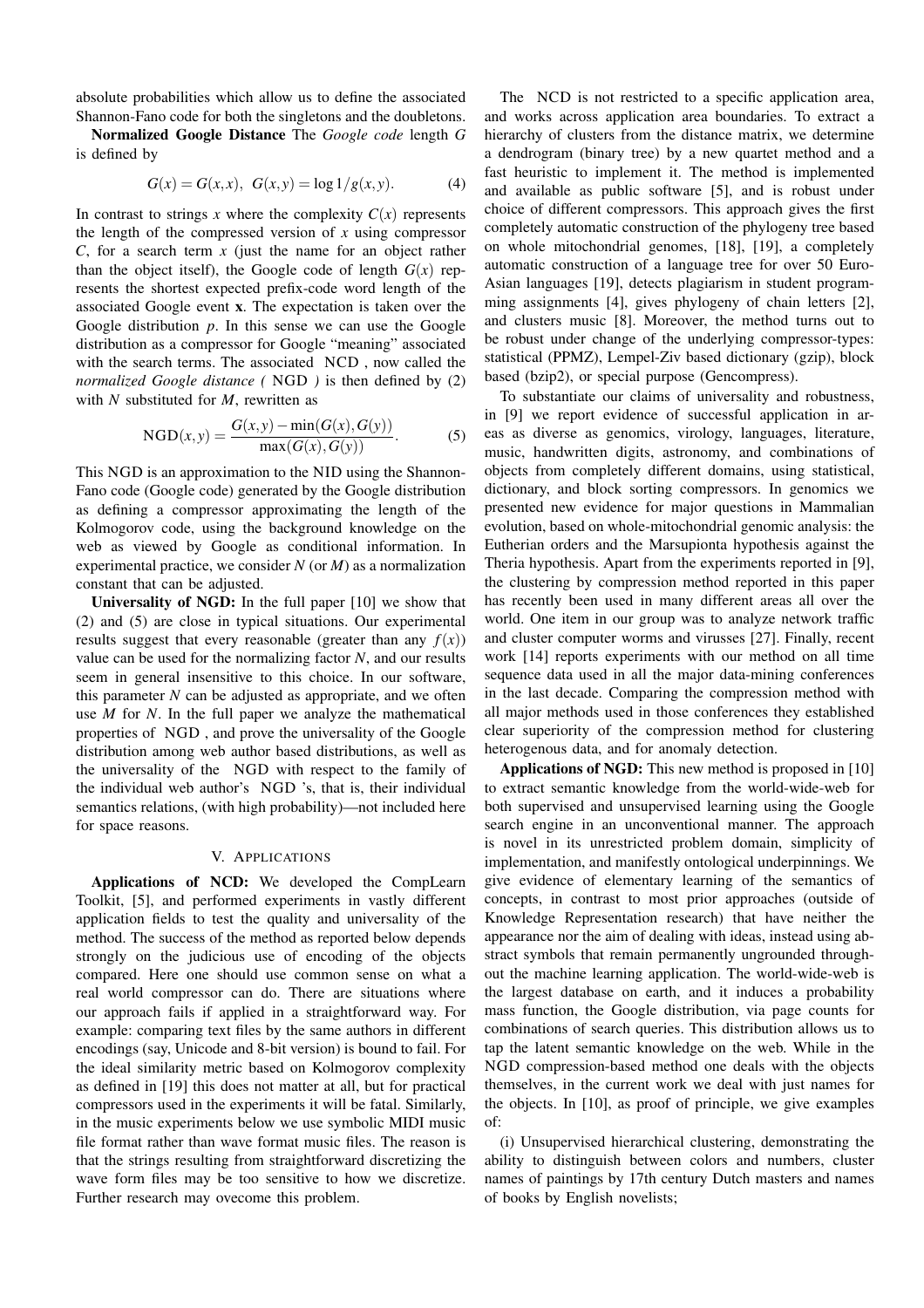absolute probabilities which allow us to define the associated Shannon-Fano code for both the singletons and the doubletons.

**Normalized Google Distance** The *Google code* length $G$ is defined by

$$G(x) = G(x,x), \;\; G(x,y) = \log 1/g(x,y). \tag{4}$$

In contrast to strings $x$ where the complexity $C(x)$ represents the length of the compressed version of $x$ using compressor $C$, for a search term $x$ (just the name for an object rather than the object itself), the Google code of length $G(x)$ represents the shortest expected prefix-code word length of the associated Google event $\mathbf{x}$. The expectation is taken over the Google distribution $p$. In this sense we can use the Google distribution as a compressor for Google "meaning" associated with the search terms. The associated NCD , now called the *normalized Google distance (* NGD *)* is then defined by (2) with $N$ substituted for $M$, rewritten as

$$\text{NGD}(x,y) = \frac{G(x,y) - \min(G(x), G(y))}{\max(G(x), G(y))}. \tag{5}$$

This NGD is an approximation to the NID using the Shannon-Fano code (Google code) generated by the Google distribution as defining a compressor approximating the length of the Kolmogorov code, using the background knowledge on the web as viewed by Google as conditional information. In experimental practice, we consider $N$ (or $M$) as a normalization constant that can be adjusted.

**Universality of NGD:** In the full paper [10] we show that (2) and (5) are close in typical situations. Our experimental results suggest that every reasonable (greater than any $f(x)$) value can be used for the normalizing factor $N$, and our results seem in general insensitive to this choice. In our software, this parameter $N$ can be adjusted as appropriate, and we often use $M$ for $N$. In the full paper we analyze the mathematical properties of NGD , and prove the universality of the Google distribution among web author based distributions, as well as the universality of the NGD with respect to the family of the individual web author's NGD 's, that is, their individual semantics relations, (with high probability)—not included here for space reasons.

## V. Applications

**Applications of NCD:** We developed the CompLearn Toolkit, [5], and performed experiments in vastly different application fields to test the quality and universality of the method. The success of the method as reported below depends strongly on the judicious use of encoding of the objects compared. Here one should use common sense on what a real world compressor can do. There are situations where our approach fails if applied in a straightforward way. For example: comparing text files by the same authors in different encodings (say, Unicode and 8-bit version) is bound to fail. For the ideal similarity metric based on Kolmogorov complexity as defined in [19] this does not matter at all, but for practical compressors used in the experiments it will be fatal. Similarly, in the music experiments below we use symbolic MIDI music file format rather than wave format music files. The reason is that the strings resulting from straightforward discretizing the wave form files may be too sensitive to how we discretize. Further research may ovecome this problem.

The NCD is not restricted to a specific application area, and works across application area boundaries. To extract a hierarchy of clusters from the distance matrix, we determine a dendrogram (binary tree) by a new quartet method and a fast heuristic to implement it. The method is implemented and available as public software [5], and is robust under choice of different compressors. This approach gives the first completely automatic construction of the phylogeny tree based on whole mitochondrial genomes, [18], [19], a completely automatic construction of a language tree for over 50 Euro-Asian languages [19], detects plagiarism in student programming assignments [4], gives phylogeny of chain letters [2], and clusters music [8]. Moreover, the method turns out to be robust under change of the underlying compressor-types: statistical (PPMZ), Lempel-Ziv based dictionary (gzip), block based (bzip2), or special purpose (Gencompress).

To substantiate our claims of universality and robustness, in [9] we report evidence of successful application in areas as diverse as genomics, virology, languages, literature, music, handwritten digits, astronomy, and combinations of objects from completely different domains, using statistical, dictionary, and block sorting compressors. In genomics we presented new evidence for major questions in Mammalian evolution, based on whole-mitochondrial genomic analysis: the Eutherian orders and the Marsupionta hypothesis against the Theria hypothesis. Apart from the experiments reported in [9], the clustering by compression method reported in this paper has recently been used in many different areas all over the world. One item in our group was to analyze network traffic and cluster computer worms and virusses [27]. Finally, recent work [14] reports experiments with our method on all time sequence data used in all the major data-mining conferences in the last decade. Comparing the compression method with all major methods used in those conferences they established clear superiority of the compression method for clustering heterogenous data, and for anomaly detection.

**Applications of NGD:** This new method is proposed in [10] to extract semantic knowledge from the world-wide-web for both supervised and unsupervised learning using the Google search engine in an unconventional manner. The approach is novel in its unrestricted problem domain, simplicity of implementation, and manifestly ontological underpinnings. We give evidence of elementary learning of the semantics of concepts, in contrast to most prior approaches (outside of Knowledge Representation research) that have neither the appearance nor the aim of dealing with ideas, instead using abstract symbols that remain permanently ungrounded throughout the machine learning application. The world-wide-web is the largest database on earth, and it induces a probability mass function, the Google distribution, via page counts for combinations of search queries. This distribution allows us to tap the latent semantic knowledge on the web. While in the NGD compression-based method one deals with the objects themselves, in the current work we deal with just names for the objects. In [10], as proof of principle, we give examples of:

(i) Unsupervised hierarchical clustering, demonstrating the ability to distinguish between colors and numbers, cluster names of paintings by 17th century Dutch masters and names of books by English novelists;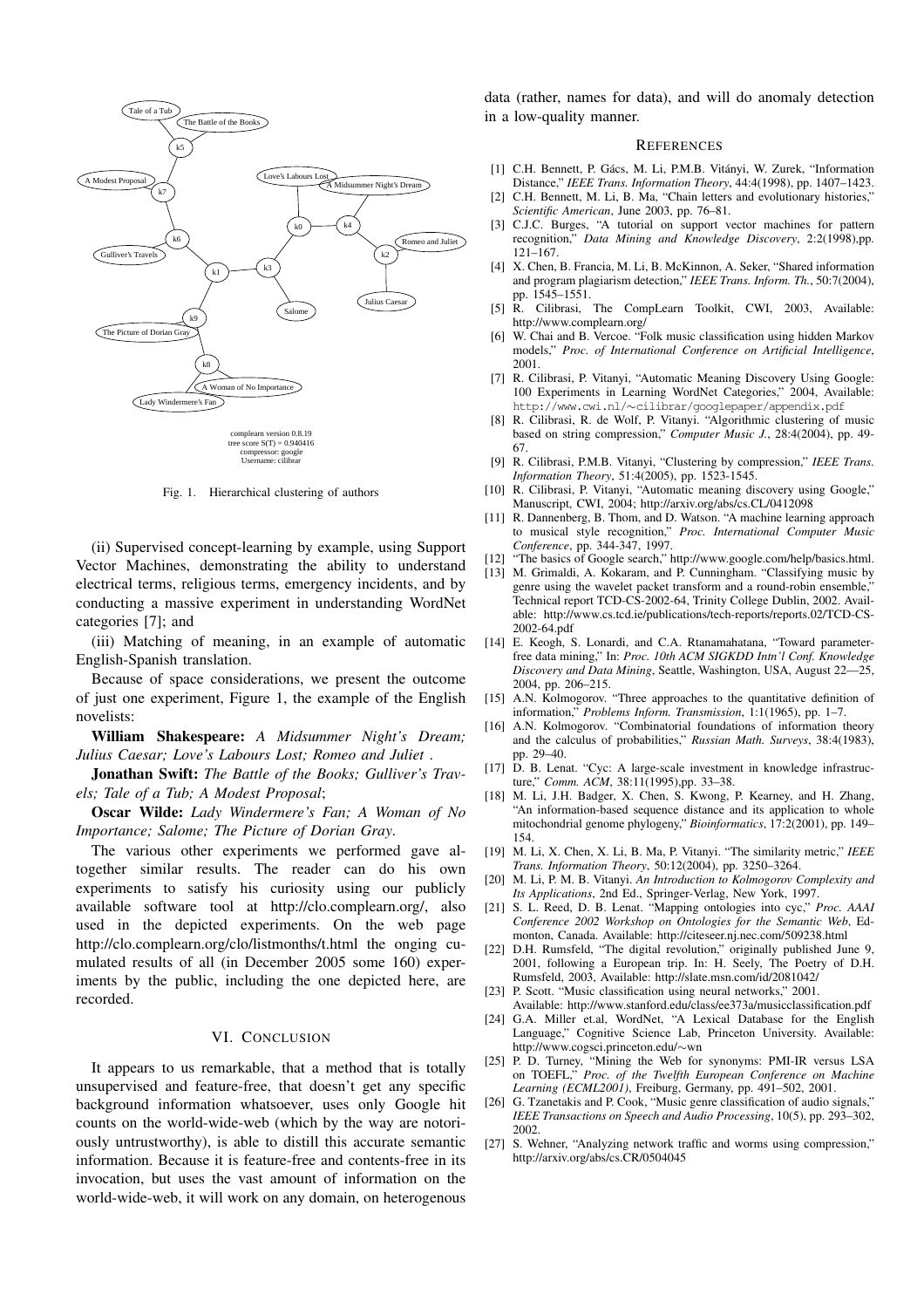Tale of a Tub
The Battle of the Books
k5
A Modest Proposal
k7
Love's Labours Lost
A Midsummer Night's Dream
k0
k4
k6
Romeo and Juliet
Gulliver's Travels
k2
k1
k3
Julius Caesar
Salome
k9
The Picture of Dorian Gray
k8
A Woman of No Importance
Lady Windermere's Fan

complearn version 0.8.19
tree score S(T) = 0.940416
compressor: google
Username: cilibrar

Fig. 1. Hierarchical clustering of authors

(ii) Supervised concept-learning by example, using Support Vector Machines, demonstrating the ability to understand electrical terms, religious terms, emergency incidents, and by conducting a massive experiment in understanding WordNet categories [7]; and

(iii) Matching of meaning, in an example of automatic English-Spanish translation.

Because of space considerations, we present the outcome of just one experiment, Figure 1, the example of the English novelists:

**William Shakespeare:** *A Midsummer Night's Dream; Julius Caesar; Love's Labours Lost; Romeo and Juliet* .

**Jonathan Swift:** *The Battle of the Books; Gulliver's Travels; Tale of a Tub; A Modest Proposal*;

**Oscar Wilde:** *Lady Windermere's Fan; A Woman of No Importance; Salome; The Picture of Dorian Gray*.

The various other experiments we performed gave altogether similar results. The reader can do his own experiments to satisfy his curiosity using our publicly available software tool at http://clo.complearn.org/, also used in the depicted experiments. On the web page http://clo.complearn.org/clo/listmonths/t.html the onging cumulated results of all (in December 2005 some 160) experiments by the public, including the one depicted here, are recorded.

## VI. Conclusion

It appears to us remarkable, that a method that is totally unsupervised and feature-free, that doesn't get any specific background information whatsoever, uses only Google hit counts on the world-wide-web (which by the way are notoriously untrustworthy), is able to distill this accurate semantic information. Because it is feature-free and contents-free in its invocation, but uses the vast amount of information on the world-wide-web, it will work on any domain, on heterogenous data (rather, names for data), and will do anomaly detection in a low-quality manner.

## References

[1] C.H. Bennett, P. Gács, M. Li, P.M.B. Vitányi, W. Zurek, "Information Distance," *IEEE Trans. Information Theory*, 44:4(1998), pp. 1407–1423.

[2] C.H. Bennett, M. Li, B. Ma, "Chain letters and evolutionary histories," *Scientific American*, June 2003, pp. 76–81.

[3] C.J.C. Burges, "A tutorial on support vector machines for pattern recognition," *Data Mining and Knowledge Discovery*, 2:2(1998),pp. 121–167.

[4] X. Chen, B. Francia, M. Li, B. McKinnon, A. Seker, "Shared information and program plagiarism detection," *IEEE Trans. Inform. Th.*, 50:7(2004), pp. 1545–1551.

[5] R. Cilibrasi, The CompLearn Toolkit, CWI, 2003, Available: http://www.complearn.org/

[6] W. Chai and B. Vercoe. "Folk music classification using hidden Markov models," *Proc. of International Conference on Artificial Intelligence*, 2001.

[7] R. Cilibrasi, P. Vitanyi, "Automatic Meaning Discovery Using Google: 100 Experiments in Learning WordNet Categories," 2004, Available: http://www.cwi.nl/∼cilibrar/googlepaper/appendix.pdf

[8] R. Cilibrasi, R. de Wolf, P. Vitanyi. "Algorithmic clustering of music based on string compression," *Computer Music J.*, 28:4(2004), pp. 49-67.

[9] R. Cilibrasi, P.M.B. Vitanyi, "Clustering by compression," *IEEE Trans. Information Theory*, 51:4(2005), pp. 1523-1545.

[10] R. Cilibrasi, P. Vitanyi, "Automatic meaning discovery using Google," Manuscript, CWI, 2004; http://arxiv.org/abs/cs.CL/0412098

[11] R. Dannenberg, B. Thom, and D. Watson. "A machine learning approach to musical style recognition," *Proc. International Computer Music Conference*, pp. 344-347, 1997.

[12] "The basics of Google search," http://www.google.com/help/basics.html.

[13] M. Grimaldi, A. Kokaram, and P. Cunningham. "Classifying music by genre using the wavelet packet transform and a round-robin ensemble," Technical report TCD-CS-2002-64, Trinity College Dublin, 2002. Available: http://www.cs.tcd.ie/publications/tech-reports/reports.02/TCD-CS-2002-64.pdf

[14] E. Keogh, S. Lonardi, and C.A. Rtanamahatana, "Toward parameter-free data mining," In: *Proc. 10th ACM SIGKDD Intn'l Conf. Knowledge Discovery and Data Mining*, Seattle, Washington, USA, August 22—25, 2004, pp. 206–215.

[15] A.N. Kolmogorov. "Three approaches to the quantitative definition of information," *Problems Inform. Transmission*, 1:1(1965), pp. 1–7.

[16] A.N. Kolmogorov. "Combinatorial foundations of information theory and the calculus of probabilities," *Russian Math. Surveys*, 38:4(1983), pp. 29–40.

[17] D. B. Lenat. "Cyc: A large-scale investment in knowledge infrastructure," *Comm. ACM*, 38:11(1995),pp. 33–38.

[18] M. Li, J.H. Badger, X. Chen, S. Kwong, P. Kearney, and H. Zhang, "An information-based sequence distance and its application to whole mitochondrial genome phylogeny," *Bioinformatics*, 17:2(2001), pp. 149–154.

[19] M. Li, X. Chen, X. Li, B. Ma, P. Vitanyi. "The similarity metric," *IEEE Trans. Information Theory*, 50:12(2004), pp. 3250–3264.

[20] M. Li, P. M. B. Vitanyi. *An Introduction to Kolmogorov Complexity and Its Applications*, 2nd Ed., Springer-Verlag, New York, 1997.

[21] S. L. Reed, D. B. Lenat. "Mapping ontologies into cyc," *Proc. AAAI Conference 2002 Workshop on Ontologies for the Semantic Web*, Edmonton, Canada. Available: http://citeseer.nj.nec.com/509238.html

[22] D.H. Rumsfeld, "The digital revolution," originally published June 9, 2001, following a European trip. In: H. Seely, The Poetry of D.H. Rumsfeld, 2003, Available: http://slate.msn.com/id/2081042/

[23] P. Scott. "Music classification using neural networks," 2001. Available: http://www.stanford.edu/class/ee373a/musicclassification.pdf

[24] G.A. Miller et.al, WordNet, "A Lexical Database for the English Language," Cognitive Science Lab, Princeton University. Available: http://www.cogsci.princeton.edu/∼wn

[25] P. D. Turney, "Mining the Web for synonyms: PMI-IR versus LSA on TOEFL," *Proc. of the Twelfth European Conference on Machine Learning (ECML2001)*, Freiburg, Germany, pp. 491–502, 2001.

[26] G. Tzanetakis and P. Cook, "Music genre classification of audio signals," *IEEE Transactions on Speech and Audio Processing*, 10(5), pp. 293–302, 2002.

[27] S. Wehner, "Analyzing network traffic and worms using compression," http://arxiv.org/abs/cs.CR/0504045